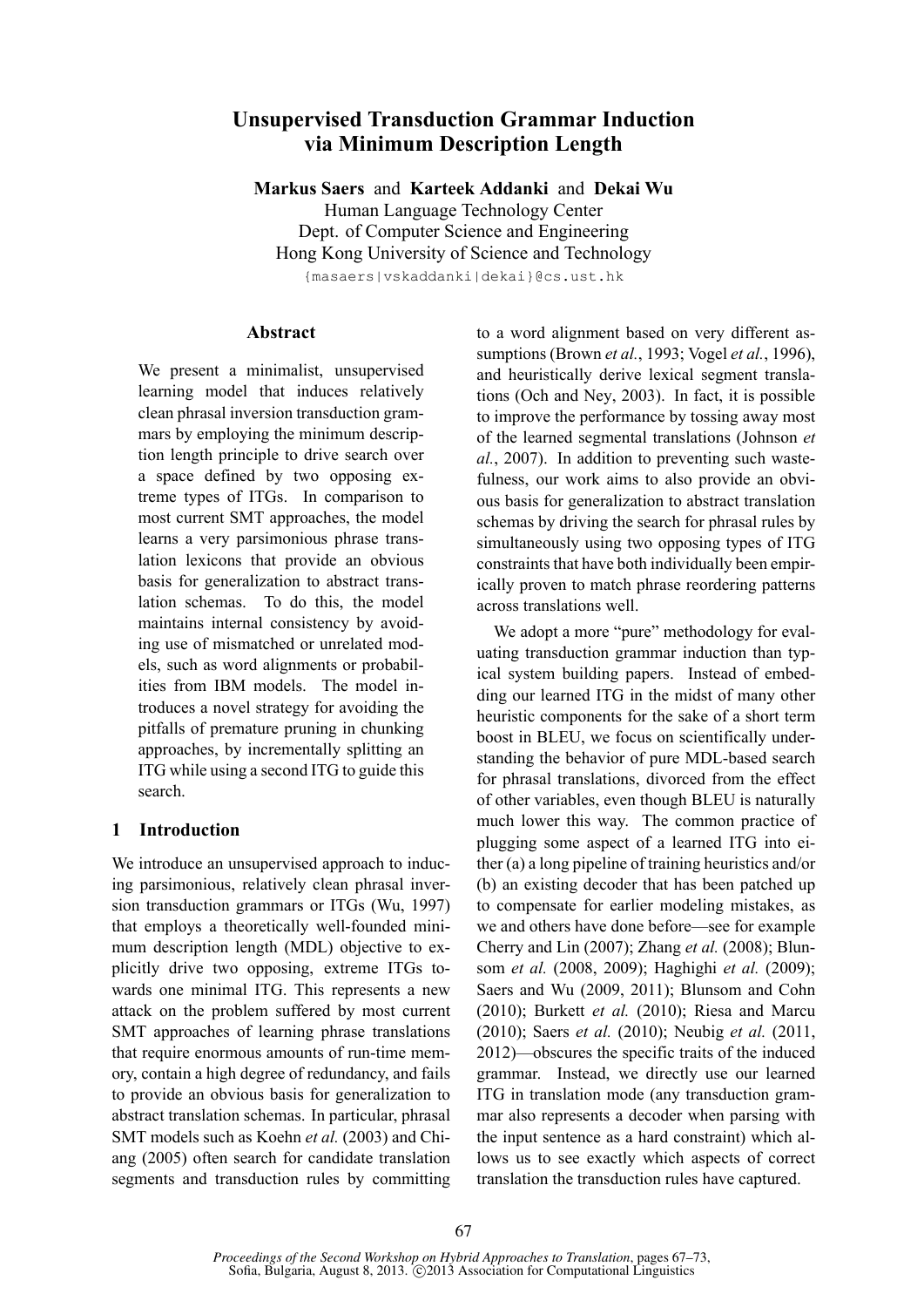# Unsupervised Transduction Grammar Induction via Minimum Description Length

**Markus Saers** and **Karteek Addanki** and **Dekai Wu**
Human Language Technology Center
Dept. of Computer Science and Engineering
Hong Kong University of Science and Technology
{masaers|vskaddanki|dekai}@cs.ust.hk

## Abstract

We present a minimalist, unsupervised learning model that induces relatively clean phrasal inversion transduction grammars by employing the minimum description length principle to drive search over a space defined by two opposing extreme types of ITGs. In comparison to most current SMT approaches, the model learns a very parsimonious phrase translation lexicons that provide an obvious basis for generalization to abstract translation schemas. To do this, the model maintains internal consistency by avoiding use of mismatched or unrelated models, such as word alignments or probabilities from IBM models. The model introduces a novel strategy for avoiding the pitfalls of premature pruning in chunking approaches, by incrementally splitting an ITG while using a second ITG to guide this search.

## 1 Introduction

We introduce an unsupervised approach to inducing parsimonious, relatively clean phrasal inversion transduction grammars or ITGs (Wu, 1997) that employs a theoretically well-founded minimum description length (MDL) objective to explicitly drive two opposing, extreme ITGs towards one minimal ITG. This represents a new attack on the problem suffered by most current SMT approaches of learning phrase translations that require enormous amounts of run-time memory, contain a high degree of redundancy, and fails to provide an obvious basis for generalization to abstract translation schemas. In particular, phrasal SMT models such as Koehn *et al.* (2003) and Chiang (2005) often search for candidate translation segments and transduction rules by committing to a word alignment based on very different assumptions (Brown *et al.*, 1993; Vogel *et al.*, 1996), and heuristically derive lexical segment translations (Och and Ney, 2003). In fact, it is possible to improve the performance by tossing away most of the learned segmental translations (Johnson *et al.*, 2007). In addition to preventing such wastefulness, our work aims to also provide an obvious basis for generalization to abstract translation schemas by driving the search for phrasal rules by simultaneously using two opposing types of ITG constraints that have both individually been empirically proven to match phrase reordering patterns across translations well.

We adopt a more "pure" methodology for evaluating transduction grammar induction than typical system building papers. Instead of embedding our learned ITG in the midst of many other heuristic components for the sake of a short term boost in BLEU, we focus on scientifically understanding the behavior of pure MDL-based search for phrasal translations, divorced from the effect of other variables, even though BLEU is naturally much lower this way. The common practice of plugging some aspect of a learned ITG into either (a) a long pipeline of training heuristics and/or (b) an existing decoder that has been patched up to compensate for earlier modeling mistakes, as we and others have done before—see for example Cherry and Lin (2007); Zhang *et al.* (2008); Blunsom *et al.* (2008, 2009); Haghighi *et al.* (2009); Saers and Wu (2009, 2011); Blunsom and Cohn (2010); Burkett *et al.* (2010); Riesa and Marcu (2010); Saers *et al.* (2010); Neubig *et al.* (2011, 2012)—obscures the specific traits of the induced grammar. Instead, we directly use our learned ITG in translation mode (any transduction grammar also represents a decoder when parsing with the input sentence as a hard constraint) which allows us to see exactly which aspects of correct translation the transduction rules have captured.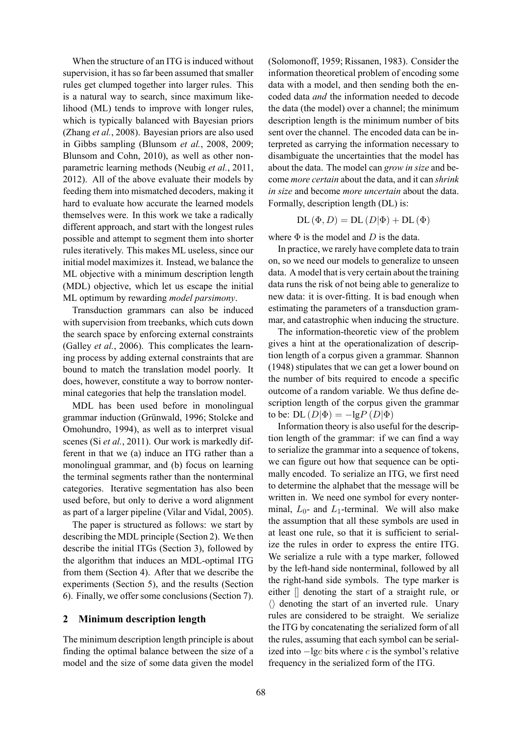When the structure of an ITG is induced without supervision, it has so far been assumed that smaller rules get clumped together into larger rules. This is a natural way to search, since maximum likelihood (ML) tends to improve with longer rules, which is typically balanced with Bayesian priors (Zhang *et al.*, 2008). Bayesian priors are also used in Gibbs sampling (Blunsom *et al.*, 2008, 2009; Blunsom and Cohn, 2010), as well as other nonparametric learning methods (Neubig *et al.*, 2011, 2012). All of the above evaluate their models by feeding them into mismatched decoders, making it hard to evaluate how accurate the learned models themselves were. In this work we take a radically different approach, and start with the longest rules possible and attempt to segment them into shorter rules iteratively. This makes ML useless, since our initial model maximizes it. Instead, we balance the ML objective with a minimum description length (MDL) objective, which let us escape the initial ML optimum by rewarding *model parsimony*.

Transduction grammars can also be induced with supervision from treebanks, which cuts down the search space by enforcing external constraints (Galley *et al.*, 2006). This complicates the learning process by adding external constraints that are bound to match the translation model poorly. It does, however, constitute a way to borrow nonterminal categories that help the translation model.

MDL has been used before in monolingual grammar induction (Grünwald, 1996; Stolcke and Omohundro, 1994), as well as to interpret visual scenes (Si *et al.*, 2011). Our work is markedly different in that we (a) induce an ITG rather than a monolingual grammar, and (b) focus on learning the terminal segments rather than the nonterminal categories. Iterative segmentation has also been used before, but only to derive a word alignment as part of a larger pipeline (Vilar and Vidal, 2005).

The paper is structured as follows: we start by describing the MDL principle (Section 2). We then describe the initial ITGs (Section 3), followed by the algorithm that induces an MDL-optimal ITG from them (Section 4). After that we describe the experiments (Section 5), and the results (Section 6). Finally, we offer some conclusions (Section 7).

## 2 Minimum description length

The minimum description length principle is about finding the optimal balance between the size of a model and the size of some data given the model (Solomonoff, 1959; Rissanen, 1983). Consider the information theoretical problem of encoding some data with a model, and then sending both the encoded data *and* the information needed to decode the data (the model) over a channel; the minimum description length is the minimum number of bits sent over the channel. The encoded data can be interpreted as carrying the information necessary to disambiguate the uncertainties that the model has about the data. The model can *grow in size* and become *more certain* about the data, and it can *shrink in size* and become *more uncertain* about the data. Formally, description length (DL) is:

$$\mathrm{DL}\left(\Phi, D\right) = \mathrm{DL}\left(D|\Phi\right) + \mathrm{DL}\left(\Phi\right)$$

where $\Phi$ is the model and $D$ is the data.

In practice, we rarely have complete data to train on, so we need our models to generalize to unseen data. A model that is very certain about the training data runs the risk of not being able to generalize to new data: it is over-fitting. It is bad enough when estimating the parameters of a transduction grammar, and catastrophic when inducing the structure.

The information-theoretic view of the problem gives a hint at the operationalization of description length of a corpus given a grammar. Shannon (1948) stipulates that we can get a lower bound on the number of bits required to encode a specific outcome of a random variable. We thus define description length of the corpus given the grammar to be: $\mathrm{DL}\left(D|\Phi\right) = -\mathrm{lg}P\left(D|\Phi\right)$

Information theory is also useful for the description length of the grammar: if we can find a way to serialize the grammar into a sequence of tokens, we can figure out how that sequence can be optimally encoded. To serialize an ITG, we first need to determine the alphabet that the message will be written in. We need one symbol for every nonterminal, $L_0$- and $L_1$-terminal. We will also make the assumption that all these symbols are used in at least one rule, so that it is sufficient to serialize the rules in order to express the entire ITG. We serialize a rule with a type marker, followed by the left-hand side nonterminal, followed by all the right-hand side symbols. The type marker is either $[]$ denoting the start of a straight rule, or $\langle\rangle$ denoting the start of an inverted rule. Unary rules are considered to be straight. We serialize the ITG by concatenating the serialized form of all the rules, assuming that each symbol can be serialized into $-\mathrm{lg}c$ bits where $c$ is the symbol's relative frequency in the serialized form of the ITG.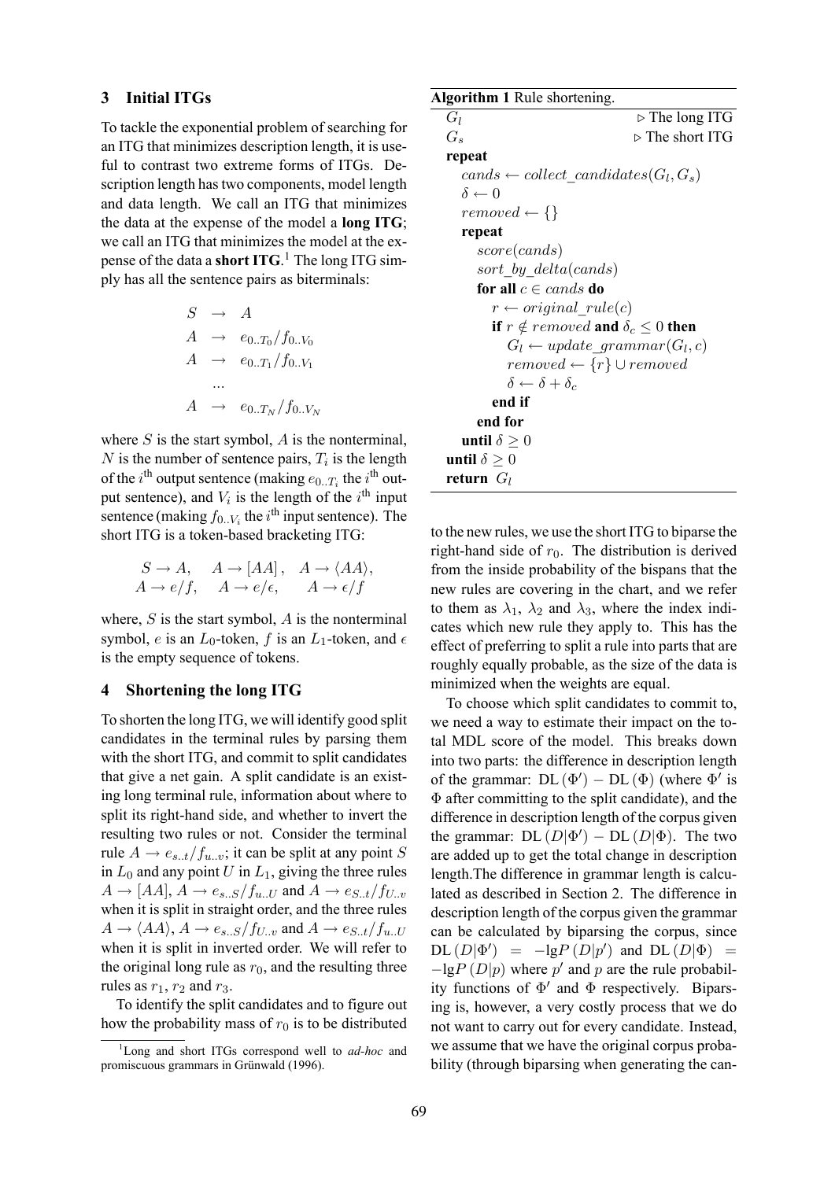## 3 Initial ITGs

To tackle the exponential problem of searching for an ITG that minimizes description length, it is useful to contrast two extreme forms of ITGs. Description length has two components, model length and data length. We call an ITG that minimizes the data at the expense of the model a **long ITG**; we call an ITG that minimizes the model at the expense of the data a **short ITG**.[1] The long ITG simply has all the sentence pairs as biterminals:

$$
\begin{array}{lcl}
S & \rightarrow & A \\
A & \rightarrow & e_{0..T_0}/f_{0..V_0} \\
A & \rightarrow & e_{0..T_1}/f_{0..V_1} \\
 & \ldots & \\
A & \rightarrow & e_{0..T_N}/f_{0..V_N}
\end{array}
$$

where $S$ is the start symbol, $A$ is the nonterminal, $N$ is the number of sentence pairs, $T_i$ is the length of the $i^{\text{th}}$ output sentence (making $e_{0..T_i}$ the $i^{\text{th}}$ output sentence), and $V_i$ is the length of the $i^{\text{th}}$ input sentence (making $f_{0..V_i}$ the $i^{\text{th}}$ input sentence). The short ITG is a token-based bracketing ITG:

$$
\begin{array}{lll}
S \rightarrow A, & A \rightarrow [AA], & A \rightarrow \langle AA \rangle, \\
A \rightarrow e/f, & A \rightarrow e/\epsilon, & A \rightarrow \epsilon/f
\end{array}
$$

where, $S$ is the start symbol, $A$ is the nonterminal symbol, $e$ is an $L_0$-token, $f$ is an $L_1$-token, and $\epsilon$ is the empty sequence of tokens.

## 4 Shortening the long ITG

To shorten the long ITG, we will identify good split candidates in the terminal rules by parsing them with the short ITG, and commit to split candidates that give a net gain. A split candidate is an existing long terminal rule, information about where to split its right-hand side, and whether to invert the resulting two rules or not. Consider the terminal rule $A \rightarrow e_{s..t}/f_{u..v}$; it can be split at any point $S$ in $L_0$ and any point $U$ in $L_1$, giving the three rules $A \rightarrow [AA]$, $A \rightarrow e_{s..S}/f_{u..U}$ and $A \rightarrow e_{S..t}/f_{U..v}$ when it is split in straight order, and the three rules $A \rightarrow \langle AA \rangle$, $A \rightarrow e_{s..S}/f_{U..v}$ and $A \rightarrow e_{S..t}/f_{u..U}$ when it is split in inverted order. We will refer to the original long rule as $r_0$, and the resulting three rules as $r_1$, $r_2$ and $r_3$.

To identify the split candidates and to figure out how the probability mass of $r_0$ is to be distributed to the new rules, we use the short ITG to biparse the right-hand side of $r_0$. The distribution is derived from the inside probability of the bispans that the new rules are covering in the chart, and we refer to them as $\lambda_1$, $\lambda_2$ and $\lambda_3$, where the index indicates which new rule they apply to. This has the effect of preferring to split a rule into parts that are roughly equally probable, as the size of the data is minimized when the weights are equal.

**Algorithm 1** Rule shortening.

```
G_l                                        ▷ The long ITG
G_s                                        ▷ The short ITG
repeat
    cands ← collect_candidates(G_l, G_s)
    δ ← 0
    removed ← {}
    repeat
        score(cands)
        sort_by_delta(cands)
        for all c ∈ cands do
            r ← original_rule(c)
            if r ∉ removed and δ_c ≤ 0 then
                G_l ← update_grammar(G_l, c)
                removed ← {r} ∪ removed
                δ ← δ + δ_c
            end if
        end for
    until δ ≥ 0
until δ ≥ 0
return G_l
```

To choose which split candidates to commit to, we need a way to estimate their impact on the total MDL score of the model. This breaks down into two parts: the difference in description length of the grammar: $\text{DL}(\Phi') - \text{DL}(\Phi)$ (where $\Phi'$ is $\Phi$ after committing to the split candidate), and the difference in description length of the corpus given the grammar: $\text{DL}(D|\Phi') - \text{DL}(D|\Phi)$. The two are added up to get the total change in description length.The difference in grammar length is calculated as described in Section 2. The difference in description length of the corpus given the grammar can be calculated by biparsing the corpus, since $\text{DL}(D|\Phi') = -\text{lg}P(D|p')$ and $\text{DL}(D|\Phi) = -\text{lg}P(D|p)$ where $p'$ and $p$ are the rule probability functions of $\Phi'$ and $\Phi$ respectively. Biparsing is, however, a very costly process that we do not want to carry out for every candidate. Instead, we assume that we have the original corpus probability (through biparsing when generating the can-

[1] Long and short ITGs correspond well to *ad-hoc* and promiscuous grammars in Grünwald (1996).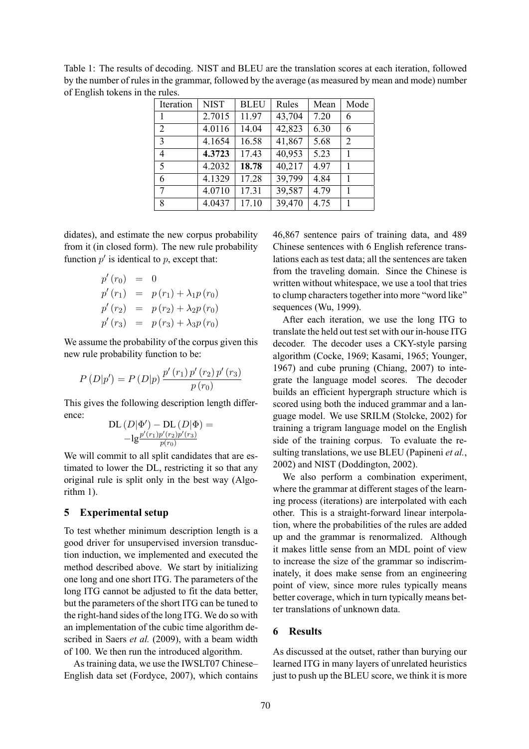Table 1: The results of decoding. NIST and BLEU are the translation scores at each iteration, followed by the number of rules in the grammar, followed by the average (as measured by mean and mode) number of English tokens in the rules.

| Iteration | NIST | BLEU | Rules | Mean | Mode |
|---|---|---|---|---|---|
| 1 | 2.7015 | 11.97 | 43,704 | 7.20 | 6 |
| 2 | 4.0116 | 14.04 | 42,823 | 6.30 | 6 |
| 3 | 4.1654 | 16.58 | 41,867 | 5.68 | 2 |
| 4 | **4.3723** | 17.43 | 40,953 | 5.23 | 1 |
| 5 | 4.2032 | **18.78** | 40,217 | 4.97 | 1 |
| 6 | 4.1329 | 17.28 | 39,799 | 4.84 | 1 |
| 7 | 4.0710 | 17.31 | 39,587 | 4.79 | 1 |
| 8 | 4.0437 | 17.10 | 39,470 | 4.75 | 1 |

didates), and estimate the new corpus probability from it (in closed form). The new rule probability function $p'$ is identical to $p$, except that:

$$
\begin{aligned}
p'(r_0) &= 0 \\
p'(r_1) &= p(r_1) + \lambda_1 p(r_0) \\
p'(r_2) &= p(r_2) + \lambda_2 p(r_0) \\
p'(r_3) &= p(r_3) + \lambda_3 p(r_0)
\end{aligned}
$$

We assume the probability of the corpus given this new rule probability function to be:

$$
P(D|p') = P(D|p) \frac{p'(r_1)\, p'(r_2)\, p'(r_3)}{p(r_0)}
$$

This gives the following description length difference:

$$
\begin{gathered}
\mathrm{DL}(D|\Phi') - \mathrm{DL}(D|\Phi) = \\
-\lg \frac{p'(r_1) p'(r_2) p'(r_3)}{p(r_0)}
\end{gathered}
$$

We will commit to all split candidates that are estimated to lower the DL, restricting it so that any original rule is split only in the best way (Algorithm 1).

## 5 Experimental setup

To test whether minimum description length is a good driver for unsupervised inversion transduction induction, we implemented and executed the method described above. We start by initializing one long and one short ITG. The parameters of the long ITG cannot be adjusted to fit the data better, but the parameters of the short ITG can be tuned to the right-hand sides of the long ITG. We do so with an implementation of the cubic time algorithm described in Saers *et al.* (2009), with a beam width of 100. We then run the introduced algorithm.

As training data, we use the IWSLT07 Chinese–English data set (Fordyce, 2007), which contains 46,867 sentence pairs of training data, and 489 Chinese sentences with 6 English reference translations each as test data; all the sentences are taken from the traveling domain. Since the Chinese is written without whitespace, we use a tool that tries to clump characters together into more "word like" sequences (Wu, 1999).

After each iteration, we use the long ITG to translate the held out test set with our in-house ITG decoder. The decoder uses a CKY-style parsing algorithm (Cocke, 1969; Kasami, 1965; Younger, 1967) and cube pruning (Chiang, 2007) to integrate the language model scores. The decoder builds an efficient hypergraph structure which is scored using both the induced grammar and a language model. We use SRILM (Stolcke, 2002) for training a trigram language model on the English side of the training corpus. To evaluate the resulting translations, we use BLEU (Papineni *et al.*, 2002) and NIST (Doddington, 2002).

We also perform a combination experiment, where the grammar at different stages of the learning process (iterations) are interpolated with each other. This is a straight-forward linear interpolation, where the probabilities of the rules are added up and the grammar is renormalized. Although it makes little sense from an MDL point of view to increase the size of the grammar so indiscriminately, it does make sense from an engineering point of view, since more rules typically means better coverage, which in turn typically means better translations of unknown data.

## 6 Results

As discussed at the outset, rather than burying our learned ITG in many layers of unrelated heuristics just to push up the BLEU score, we think it is more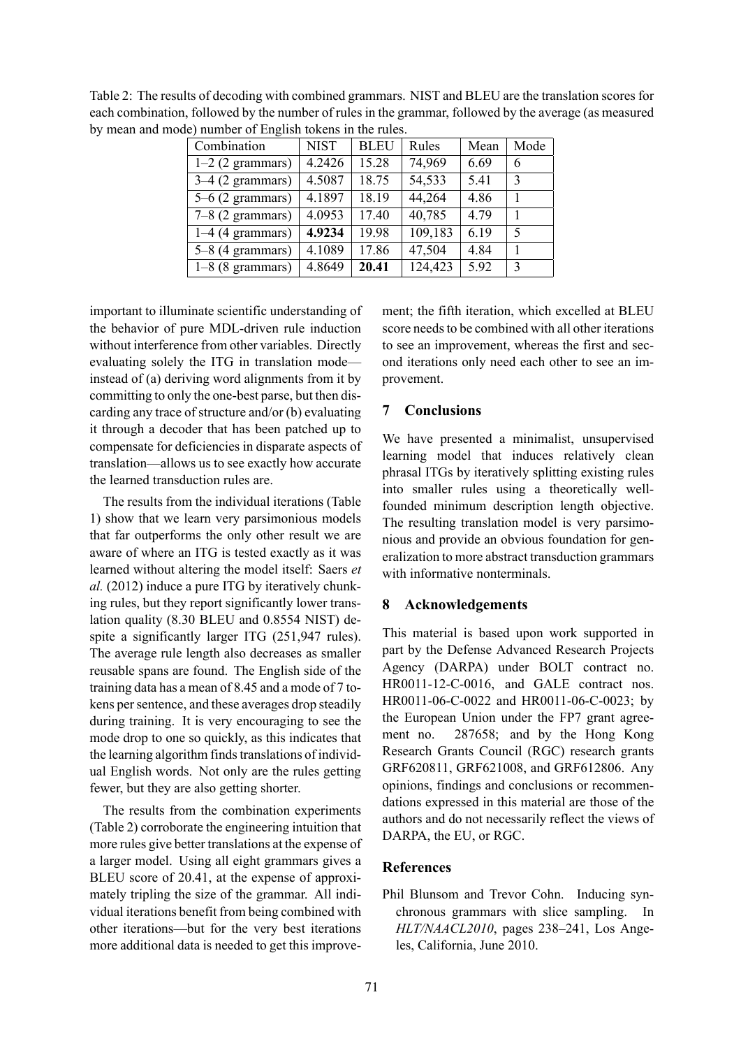Table 2: The results of decoding with combined grammars. NIST and BLEU are the translation scores for each combination, followed by the number of rules in the grammar, followed by the average (as measured by mean and mode) number of English tokens in the rules.

| Combination | NIST | BLEU | Rules | Mean | Mode |
|---|---|---|---|---|---|
| 1–2 (2 grammars) | 4.2426 | 15.28 | 74,969 | 6.69 | 6 |
| 3–4 (2 grammars) | 4.5087 | 18.75 | 54,533 | 5.41 | 3 |
| 5–6 (2 grammars) | 4.1897 | 18.19 | 44,264 | 4.86 | 1 |
| 7–8 (2 grammars) | 4.0953 | 17.40 | 40,785 | 4.79 | 1 |
| 1–4 (4 grammars) | **4.9234** | 19.98 | 109,183 | 6.19 | 5 |
| 5–8 (4 grammars) | 4.1089 | 17.86 | 47,504 | 4.84 | 1 |
| 1–8 (8 grammars) | 4.8649 | **20.41** | 124,423 | 5.92 | 3 |

important to illuminate scientific understanding of the behavior of pure MDL-driven rule induction without interference from other variables. Directly evaluating solely the ITG in translation mode—instead of (a) deriving word alignments from it by committing to only the one-best parse, but then discarding any trace of structure and/or (b) evaluating it through a decoder that has been patched up to compensate for deficiencies in disparate aspects of translation—allows us to see exactly how accurate the learned transduction rules are.

The results from the individual iterations (Table 1) show that we learn very parsimonious models that far outperforms the only other result we are aware of where an ITG is tested exactly as it was learned without altering the model itself: Saers *et al.* (2012) induce a pure ITG by iteratively chunking rules, but they report significantly lower translation quality (8.30 BLEU and 0.8554 NIST) despite a significantly larger ITG (251,947 rules). The average rule length also decreases as smaller reusable spans are found. The English side of the training data has a mean of 8.45 and a mode of 7 tokens per sentence, and these averages drop steadily during training. It is very encouraging to see the mode drop to one so quickly, as this indicates that the learning algorithm finds translations of individual English words. Not only are the rules getting fewer, but they are also getting shorter.

The results from the combination experiments (Table 2) corroborate the engineering intuition that more rules give better translations at the expense of a larger model. Using all eight grammars gives a BLEU score of 20.41, at the expense of approximately tripling the size of the grammar. All individual iterations benefit from being combined with other iterations—but for the very best iterations more additional data is needed to get this improvement; the fifth iteration, which excelled at BLEU score needs to be combined with all other iterations to see an improvement, whereas the first and second iterations only need each other to see an improvement.

## 7 Conclusions

We have presented a minimalist, unsupervised learning model that induces relatively clean phrasal ITGs by iteratively splitting existing rules into smaller rules using a theoretically well-founded minimum description length objective. The resulting translation model is very parsimonious and provide an obvious foundation for generalization to more abstract transduction grammars with informative nonterminals.

## 8 Acknowledgements

This material is based upon work supported in part by the Defense Advanced Research Projects Agency (DARPA) under BOLT contract no. HR0011-12-C-0016, and GALE contract nos. HR0011-06-C-0022 and HR0011-06-C-0023; by the European Union under the FP7 grant agreement no. 287658; and by the Hong Kong Research Grants Council (RGC) research grants GRF620811, GRF621008, and GRF612806. Any opinions, findings and conclusions or recommendations expressed in this material are those of the authors and do not necessarily reflect the views of DARPA, the EU, or RGC.

## References

Phil Blunsom and Trevor Cohn. Inducing synchronous grammars with slice sampling. In *HLT/NAACL2010*, pages 238–241, Los Angeles, California, June 2010.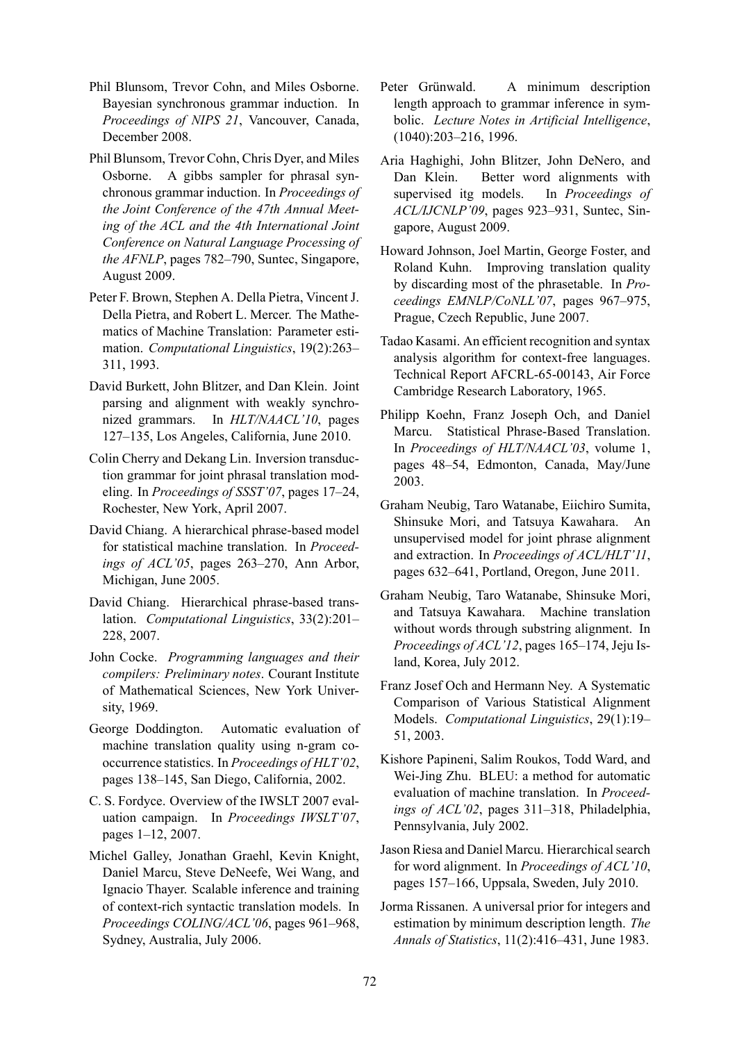Phil Blunsom, Trevor Cohn, and Miles Osborne. Bayesian synchronous grammar induction. In *Proceedings of NIPS 21*, Vancouver, Canada, December 2008.

Phil Blunsom, Trevor Cohn, Chris Dyer, and Miles Osborne. A gibbs sampler for phrasal synchronous grammar induction. In *Proceedings of the Joint Conference of the 47th Annual Meeting of the ACL and the 4th International Joint Conference on Natural Language Processing of the AFNLP*, pages 782–790, Suntec, Singapore, August 2009.

Peter F. Brown, Stephen A. Della Pietra, Vincent J. Della Pietra, and Robert L. Mercer. The Mathematics of Machine Translation: Parameter estimation. *Computational Linguistics*, 19(2):263–311, 1993.

David Burkett, John Blitzer, and Dan Klein. Joint parsing and alignment with weakly synchronized grammars. In *HLT/NAACL'10*, pages 127–135, Los Angeles, California, June 2010.

Colin Cherry and Dekang Lin. Inversion transduction grammar for joint phrasal translation modeling. In *Proceedings of SSST'07*, pages 17–24, Rochester, New York, April 2007.

David Chiang. A hierarchical phrase-based model for statistical machine translation. In *Proceedings of ACL'05*, pages 263–270, Ann Arbor, Michigan, June 2005.

David Chiang. Hierarchical phrase-based translation. *Computational Linguistics*, 33(2):201–228, 2007.

John Cocke. *Programming languages and their compilers: Preliminary notes*. Courant Institute of Mathematical Sciences, New York University, 1969.

George Doddington. Automatic evaluation of machine translation quality using n-gram co-occurrence statistics. In *Proceedings of HLT'02*, pages 138–145, San Diego, California, 2002.

C. S. Fordyce. Overview of the IWSLT 2007 evaluation campaign. In *Proceedings IWSLT'07*, pages 1–12, 2007.

Michel Galley, Jonathan Graehl, Kevin Knight, Daniel Marcu, Steve DeNeefe, Wei Wang, and Ignacio Thayer. Scalable inference and training of context-rich syntactic translation models. In *Proceedings COLING/ACL'06*, pages 961–968, Sydney, Australia, July 2006.

Peter Grünwald. A minimum description length approach to grammar inference in symbolic. *Lecture Notes in Artificial Intelligence*, (1040):203–216, 1996.

Aria Haghighi, John Blitzer, John DeNero, and Dan Klein. Better word alignments with supervised itg models. In *Proceedings of ACL/IJCNLP'09*, pages 923–931, Suntec, Singapore, August 2009.

Howard Johnson, Joel Martin, George Foster, and Roland Kuhn. Improving translation quality by discarding most of the phrasetable. In *Proceedings EMNLP/CoNLL'07*, pages 967–975, Prague, Czech Republic, June 2007.

Tadao Kasami. An efficient recognition and syntax analysis algorithm for context-free languages. Technical Report AFCRL-65-00143, Air Force Cambridge Research Laboratory, 1965.

Philipp Koehn, Franz Joseph Och, and Daniel Marcu. Statistical Phrase-Based Translation. In *Proceedings of HLT/NAACL'03*, volume 1, pages 48–54, Edmonton, Canada, May/June 2003.

Graham Neubig, Taro Watanabe, Eiichiro Sumita, Shinsuke Mori, and Tatsuya Kawahara. An unsupervised model for joint phrase alignment and extraction. In *Proceedings of ACL/HLT'11*, pages 632–641, Portland, Oregon, June 2011.

Graham Neubig, Taro Watanabe, Shinsuke Mori, and Tatsuya Kawahara. Machine translation without words through substring alignment. In *Proceedings of ACL'12*, pages 165–174, Jeju Island, Korea, July 2012.

Franz Josef Och and Hermann Ney. A Systematic Comparison of Various Statistical Alignment Models. *Computational Linguistics*, 29(1):19–51, 2003.

Kishore Papineni, Salim Roukos, Todd Ward, and Wei-Jing Zhu. BLEU: a method for automatic evaluation of machine translation. In *Proceedings of ACL'02*, pages 311–318, Philadelphia, Pennsylvania, July 2002.

Jason Riesa and Daniel Marcu. Hierarchical search for word alignment. In *Proceedings of ACL'10*, pages 157–166, Uppsala, Sweden, July 2010.

Jorma Rissanen. A universal prior for integers and estimation by minimum description length. *The Annals of Statistics*, 11(2):416–431, June 1983.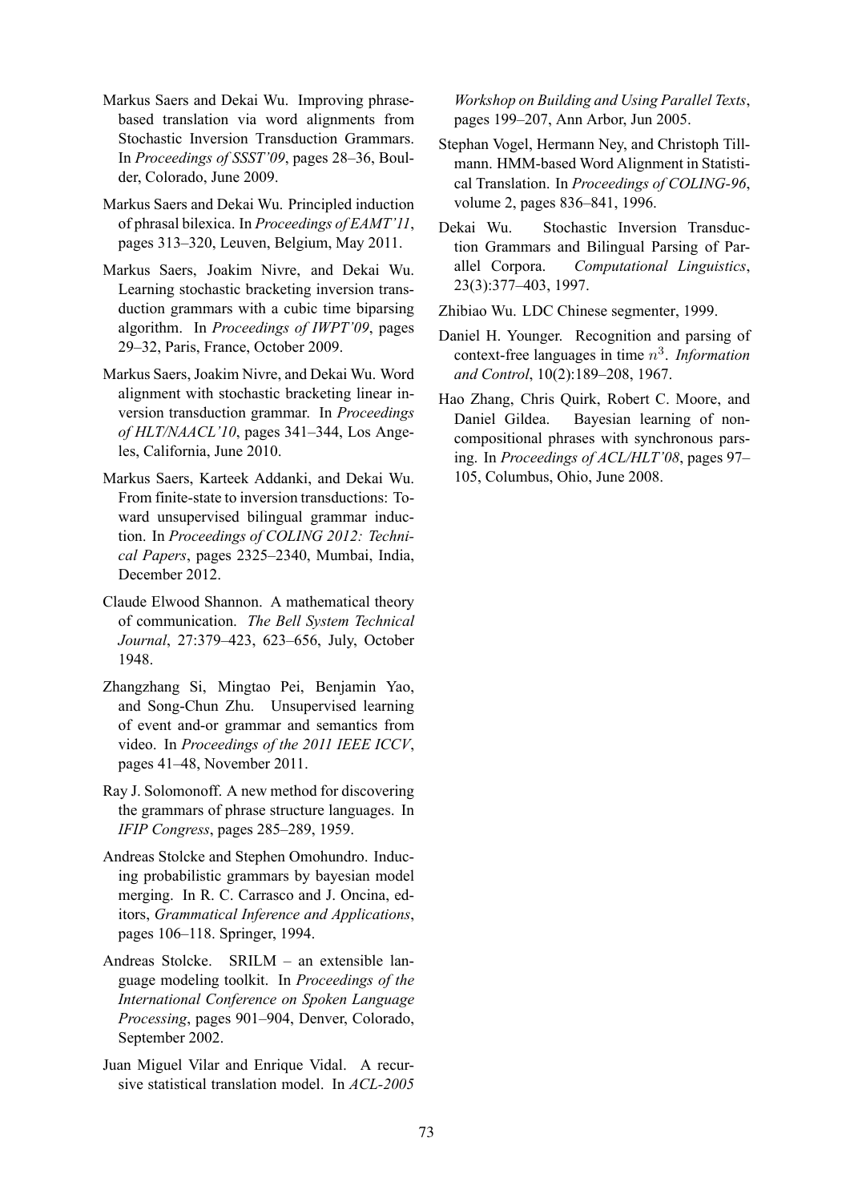Markus Saers and Dekai Wu. Improving phrase-based translation via word alignments from Stochastic Inversion Transduction Grammars. In *Proceedings of SSST'09*, pages 28–36, Boulder, Colorado, June 2009.

Markus Saers and Dekai Wu. Principled induction of phrasal bilexica. In *Proceedings of EAMT'11*, pages 313–320, Leuven, Belgium, May 2011.

Markus Saers, Joakim Nivre, and Dekai Wu. Learning stochastic bracketing inversion transduction grammars with a cubic time biparsing algorithm. In *Proceedings of IWPT'09*, pages 29–32, Paris, France, October 2009.

Markus Saers, Joakim Nivre, and Dekai Wu. Word alignment with stochastic bracketing linear inversion transduction grammar. In *Proceedings of HLT/NAACL'10*, pages 341–344, Los Angeles, California, June 2010.

Markus Saers, Karteek Addanki, and Dekai Wu. From finite-state to inversion transductions: Toward unsupervised bilingual grammar induction. In *Proceedings of COLING 2012: Technical Papers*, pages 2325–2340, Mumbai, India, December 2012.

Claude Elwood Shannon. A mathematical theory of communication. *The Bell System Technical Journal*, 27:379–423, 623–656, July, October 1948.

Zhangzhang Si, Mingtao Pei, Benjamin Yao, and Song-Chun Zhu. Unsupervised learning of event and-or grammar and semantics from video. In *Proceedings of the 2011 IEEE ICCV*, pages 41–48, November 2011.

Ray J. Solomonoff. A new method for discovering the grammars of phrase structure languages. In *IFIP Congress*, pages 285–289, 1959.

Andreas Stolcke and Stephen Omohundro. Inducing probabilistic grammars by bayesian model merging. In R. C. Carrasco and J. Oncina, editors, *Grammatical Inference and Applications*, pages 106–118. Springer, 1994.

Andreas Stolcke. SRILM – an extensible language modeling toolkit. In *Proceedings of the International Conference on Spoken Language Processing*, pages 901–904, Denver, Colorado, September 2002.

Juan Miguel Vilar and Enrique Vidal. A recursive statistical translation model. In *ACL-2005 Workshop on Building and Using Parallel Texts*, pages 199–207, Ann Arbor, Jun 2005.

Stephan Vogel, Hermann Ney, and Christoph Tillmann. HMM-based Word Alignment in Statistical Translation. In *Proceedings of COLING-96*, volume 2, pages 836–841, 1996.

Dekai Wu. Stochastic Inversion Transduction Grammars and Bilingual Parsing of Parallel Corpora. *Computational Linguistics*, 23(3):377–403, 1997.

Zhibiao Wu. LDC Chinese segmenter, 1999.

Daniel H. Younger. Recognition and parsing of context-free languages in time $n^3$. *Information and Control*, 10(2):189–208, 1967.

Hao Zhang, Chris Quirk, Robert C. Moore, and Daniel Gildea. Bayesian learning of non-compositional phrases with synchronous parsing. In *Proceedings of ACL/HLT'08*, pages 97–105, Columbus, Ohio, June 2008.